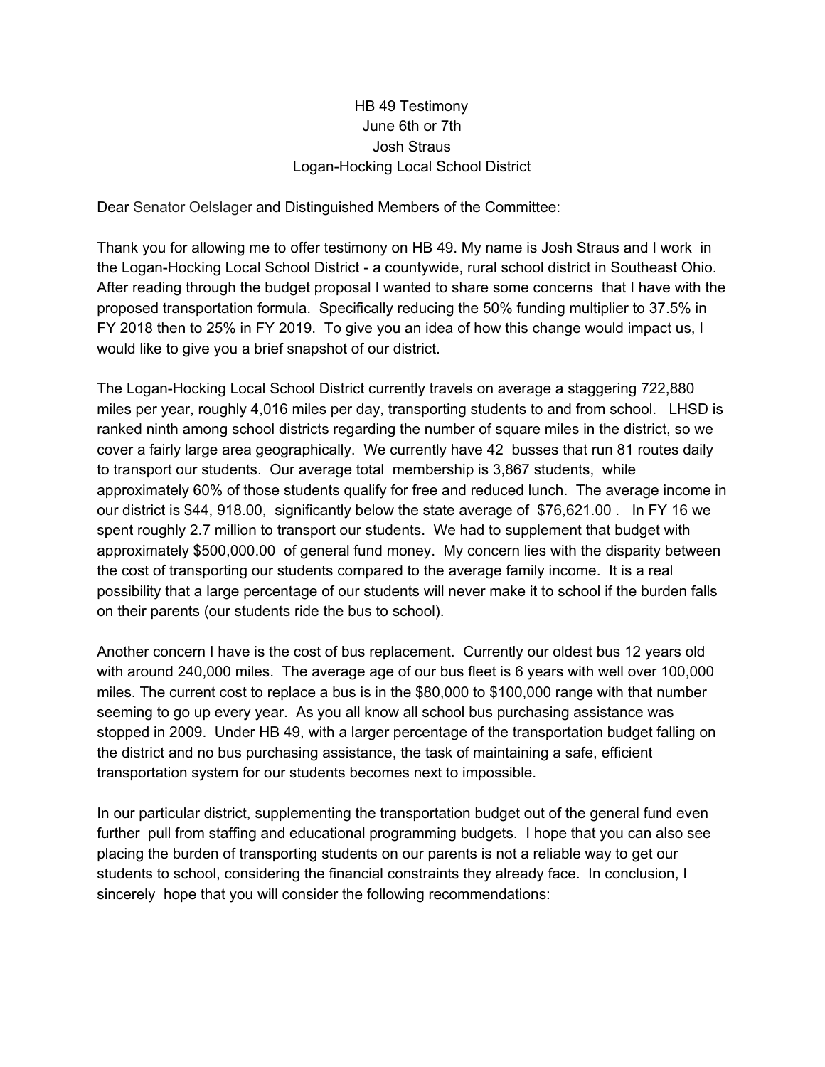HB 49 Testimony
June 6th or 7th
Josh Straus
Logan-Hocking Local School District

Dear Senator Oelslager and Distinguished Members of the Committee:

Thank you for allowing me to offer testimony on HB 49. My name is Josh Straus and I work in the Logan-Hocking Local School District - a countywide, rural school district in Southeast Ohio. After reading through the budget proposal I wanted to share some concerns that I have with the proposed transportation formula. Specifically reducing the 50% funding multiplier to 37.5% in FY 2018 then to 25% in FY 2019. To give you an idea of how this change would impact us, I would like to give you a brief snapshot of our district.

The Logan-Hocking Local School District currently travels on average a staggering 722,880 miles per year, roughly 4,016 miles per day, transporting students to and from school. LHSD is ranked ninth among school districts regarding the number of square miles in the district, so we cover a fairly large area geographically. We currently have 42 busses that run 81 routes daily to transport our students. Our average total membership is 3,867 students, while approximately 60% of those students qualify for free and reduced lunch. The average income in our district is $44, 918.00, significantly below the state average of $76,621.00 . In FY 16 we spent roughly 2.7 million to transport our students. We had to supplement that budget with approximately $500,000.00 of general fund money. My concern lies with the disparity between the cost of transporting our students compared to the average family income. It is a real possibility that a large percentage of our students will never make it to school if the burden falls on their parents (our students ride the bus to school).

Another concern I have is the cost of bus replacement. Currently our oldest bus 12 years old with around 240,000 miles. The average age of our bus fleet is 6 years with well over 100,000 miles. The current cost to replace a bus is in the $80,000 to $100,000 range with that number seeming to go up every year. As you all know all school bus purchasing assistance was stopped in 2009. Under HB 49, with a larger percentage of the transportation budget falling on the district and no bus purchasing assistance, the task of maintaining a safe, efficient transportation system for our students becomes next to impossible.

In our particular district, supplementing the transportation budget out of the general fund even further pull from staffing and educational programming budgets. I hope that you can also see placing the burden of transporting students on our parents is not a reliable way to get our students to school, considering the financial constraints they already face. In conclusion, I sincerely hope that you will consider the following recommendations: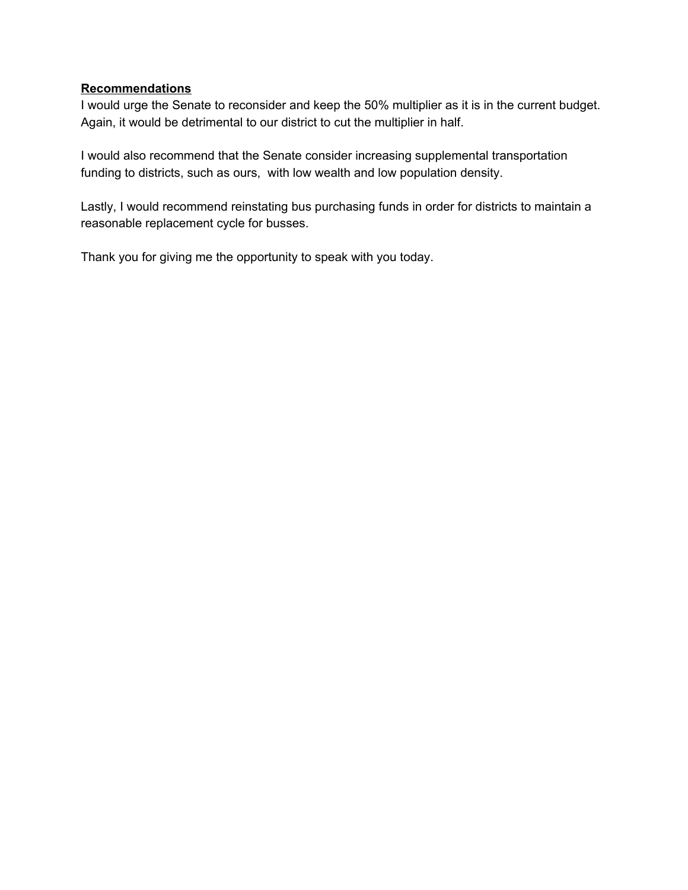**Recommendations**

I would urge the Senate to reconsider and keep the 50% multiplier as it is in the current budget. Again, it would be detrimental to our district to cut the multiplier in half.

I would also recommend that the Senate consider increasing supplemental transportation funding to districts, such as ours,  with low wealth and low population density.

Lastly, I would recommend reinstating bus purchasing funds in order for districts to maintain a reasonable replacement cycle for busses.

Thank you for giving me the opportunity to speak with you today.